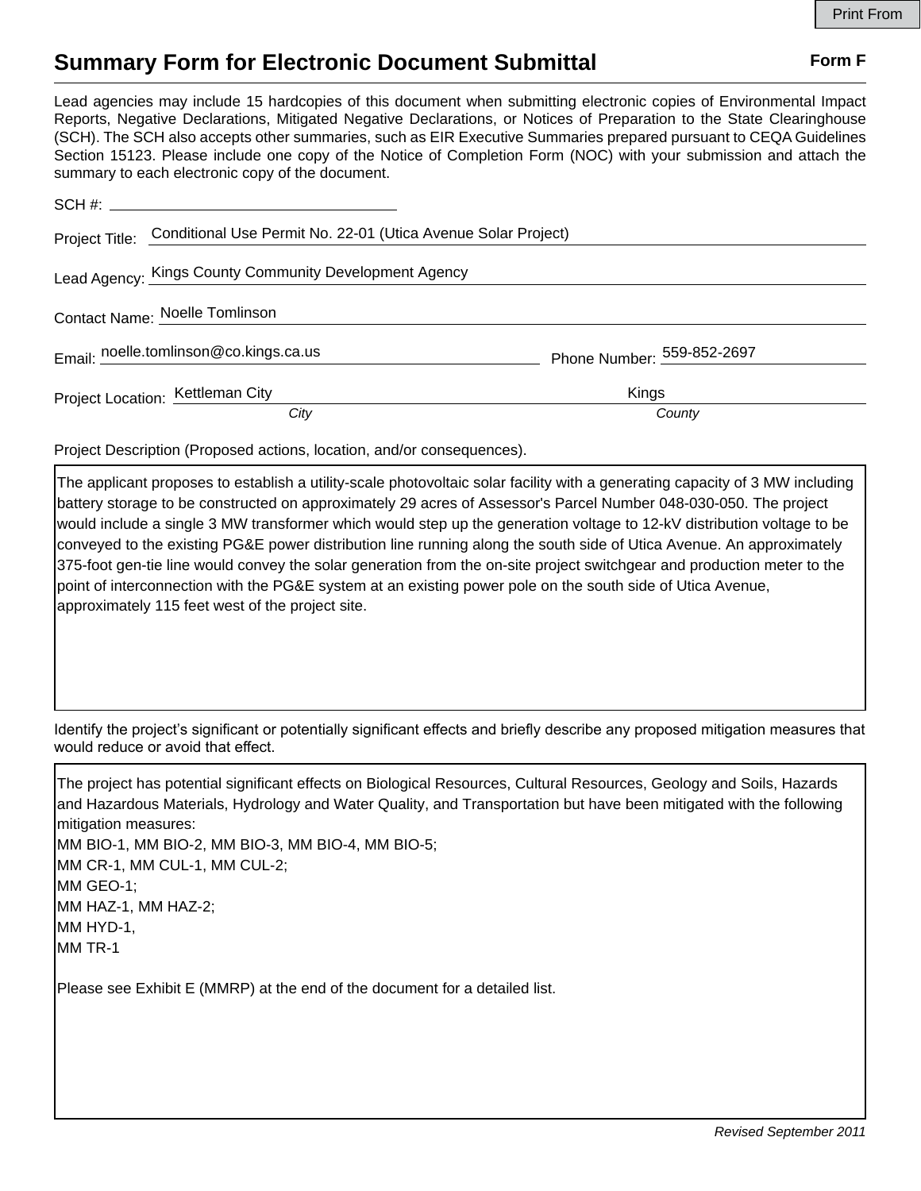# Summary Form for Electronic Document Submittal

**Form F**

Lead agencies may include 15 hardcopies of this document when submitting electronic copies of Environmental Impact Reports, Negative Declarations, Mitigated Negative Declarations, or Notices of Preparation to the State Clearinghouse (SCH). The SCH also accepts other summaries, such as EIR Executive Summaries prepared pursuant to CEQA Guidelines Section 15123. Please include one copy of the Notice of Completion Form (NOC) with your submission and attach the summary to each electronic copy of the document.

SCH #: 

Project Title: Conditional Use Permit No. 22-01 (Utica Avenue Solar Project)

Lead Agency: Kings County Community Development Agency

Contact Name: Noelle Tomlinson

Email: noelle.tomlinson@co.kings.ca.us

Phone Number: 559-852-2697

Project Location: Kettleman City (*City*), Kings (*County*)

Project Description (Proposed actions, location, and/or consequences).

The applicant proposes to establish a utility-scale photovoltaic solar facility with a generating capacity of 3 MW including battery storage to be constructed on approximately 29 acres of Assessor's Parcel Number 048-030-050. The project would include a single 3 MW transformer which would step up the generation voltage to 12-kV distribution voltage to be conveyed to the existing PG&E power distribution line running along the south side of Utica Avenue. An approximately 375-foot gen-tie line would convey the solar generation from the on-site project switchgear and production meter to the point of interconnection with the PG&E system at an existing power pole on the south side of Utica Avenue, approximately 115 feet west of the project site.

Identify the project's significant or potentially significant effects and briefly describe any proposed mitigation measures that would reduce or avoid that effect.

The project has potential significant effects on Biological Resources, Cultural Resources, Geology and Soils, Hazards and Hazardous Materials, Hydrology and Water Quality, and Transportation but have been mitigated with the following mitigation measures:
MM BIO-1, MM BIO-2, MM BIO-3, MM BIO-4, MM BIO-5;
MM CR-1, MM CUL-1, MM CUL-2;
MM GEO-1;
MM HAZ-1, MM HAZ-2;
MM HYD-1,
MM TR-1

Please see Exhibit E (MMRP) at the end of the document for a detailed list.

*Revised September 2011*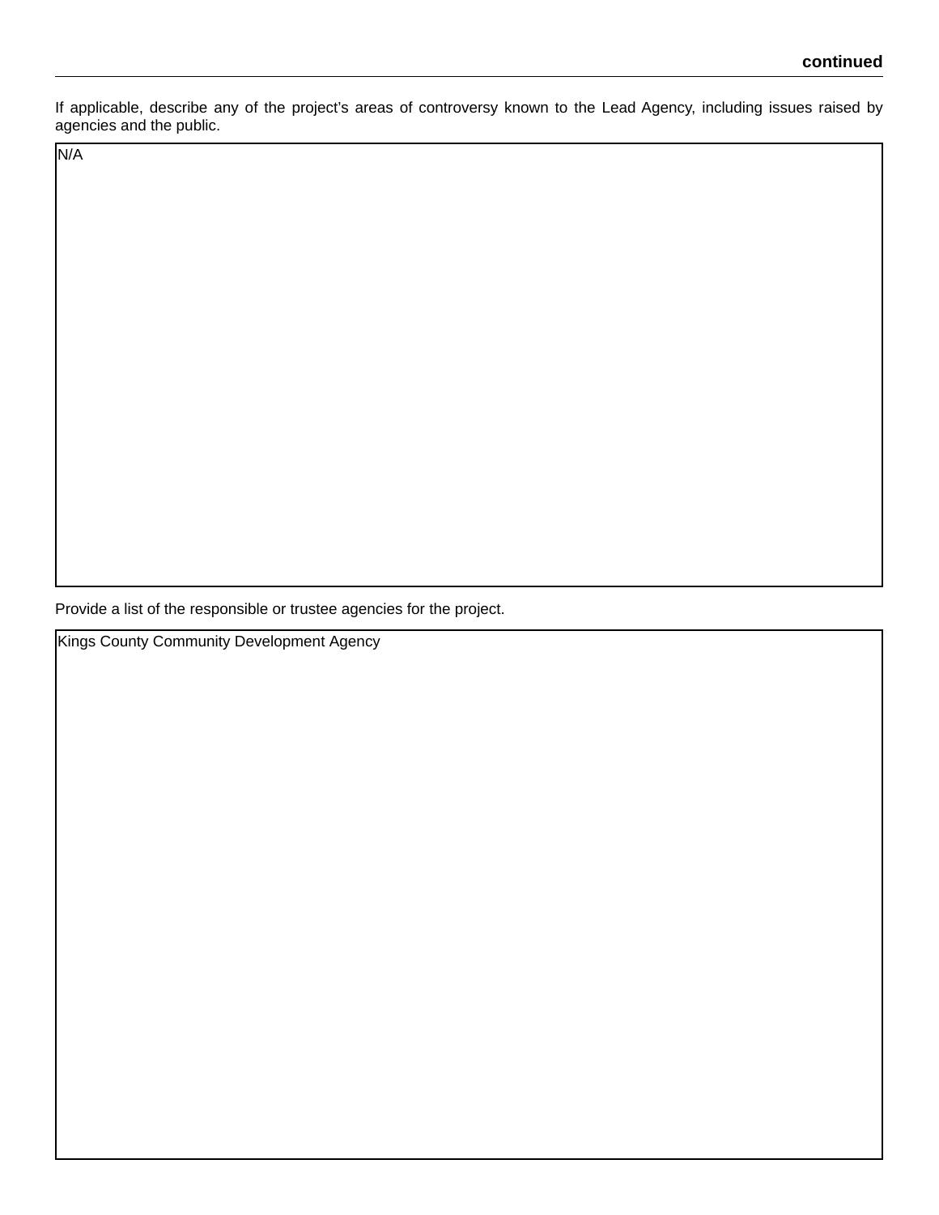**continued**

If applicable, describe any of the project's areas of controversy known to the Lead Agency, including issues raised by agencies and the public.

N/A

Provide a list of the responsible or trustee agencies for the project.

Kings County Community Development Agency